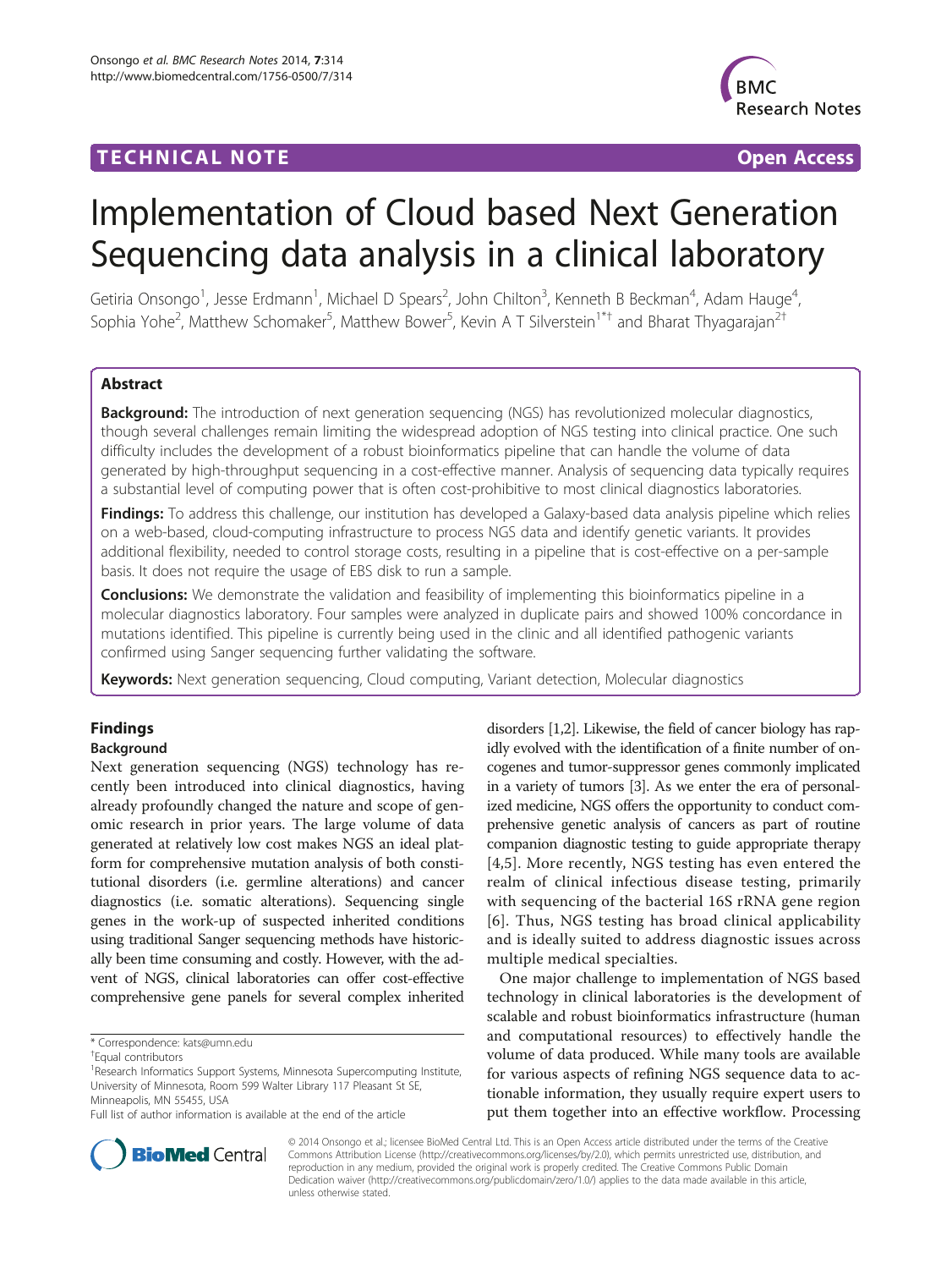TECHNICAL NOTE Open Access

# Implementation of Cloud based Next Generation Sequencing data analysis in a clinical laboratory

Getiria Onsongo[1], Jesse Erdmann[1], Michael D Spears[2], John Chilton[3], Kenneth B Beckman[4], Adam Hauge[4], Sophia Yohe[2], Matthew Schomaker[5], Matthew Bower[5], Kevin A T Silverstein[1*†] and Bharat Thyagarajan[2†]

## Abstract

**Background:** The introduction of next generation sequencing (NGS) has revolutionized molecular diagnostics, though several challenges remain limiting the widespread adoption of NGS testing into clinical practice. One such difficulty includes the development of a robust bioinformatics pipeline that can handle the volume of data generated by high-throughput sequencing in a cost-effective manner. Analysis of sequencing data typically requires a substantial level of computing power that is often cost-prohibitive to most clinical diagnostics laboratories.

**Findings:** To address this challenge, our institution has developed a Galaxy-based data analysis pipeline which relies on a web-based, cloud-computing infrastructure to process NGS data and identify genetic variants. It provides additional flexibility, needed to control storage costs, resulting in a pipeline that is cost-effective on a per-sample basis. It does not require the usage of EBS disk to run a sample.

**Conclusions:** We demonstrate the validation and feasibility of implementing this bioinformatics pipeline in a molecular diagnostics laboratory. Four samples were analyzed in duplicate pairs and showed 100% concordance in mutations identified. This pipeline is currently being used in the clinic and all identified pathogenic variants confirmed using Sanger sequencing further validating the software.

**Keywords:** Next generation sequencing, Cloud computing, Variant detection, Molecular diagnostics

## Findings

### Background

Next generation sequencing (NGS) technology has recently been introduced into clinical diagnostics, having already profoundly changed the nature and scope of genomic research in prior years. The large volume of data generated at relatively low cost makes NGS an ideal platform for comprehensive mutation analysis of both constitutional disorders (i.e. germline alterations) and cancer diagnostics (i.e. somatic alterations). Sequencing single genes in the work-up of suspected inherited conditions using traditional Sanger sequencing methods have historically been time consuming and costly. However, with the advent of NGS, clinical laboratories can offer cost-effective comprehensive gene panels for several complex inherited disorders [1,2]. Likewise, the field of cancer biology has rapidly evolved with the identification of a finite number of oncogenes and tumor-suppressor genes commonly implicated in a variety of tumors [3]. As we enter the era of personalized medicine, NGS offers the opportunity to conduct comprehensive genetic analysis of cancers as part of routine companion diagnostic testing to guide appropriate therapy [4,5]. More recently, NGS testing has even entered the realm of clinical infectious disease testing, primarily with sequencing of the bacterial 16S rRNA gene region [6]. Thus, NGS testing has broad clinical applicability and is ideally suited to address diagnostic issues across multiple medical specialties.

One major challenge to implementation of NGS based technology in clinical laboratories is the development of scalable and robust bioinformatics infrastructure (human and computational resources) to effectively handle the volume of data produced. While many tools are available for various aspects of refining NGS sequence data to actionable information, they usually require expert users to put them together into an effective workflow. Processing

\* Correspondence: kats@umn.edu

†Equal contributors

[1]Research Informatics Support Systems, Minnesota Supercomputing Institute, University of Minnesota, Room 599 Walter Library 117 Pleasant St SE, Minneapolis, MN 55455, USA

Full list of author information is available at the end of the article

© 2014 Onsongo et al.; licensee BioMed Central Ltd. This is an Open Access article distributed under the terms of the Creative Commons Attribution License (http://creativecommons.org/licenses/by/2.0), which permits unrestricted use, distribution, and reproduction in any medium, provided the original work is properly credited. The Creative Commons Public Domain Dedication waiver (http://creativecommons.org/publicdomain/zero/1.0/) applies to the data made available in this article, unless otherwise stated.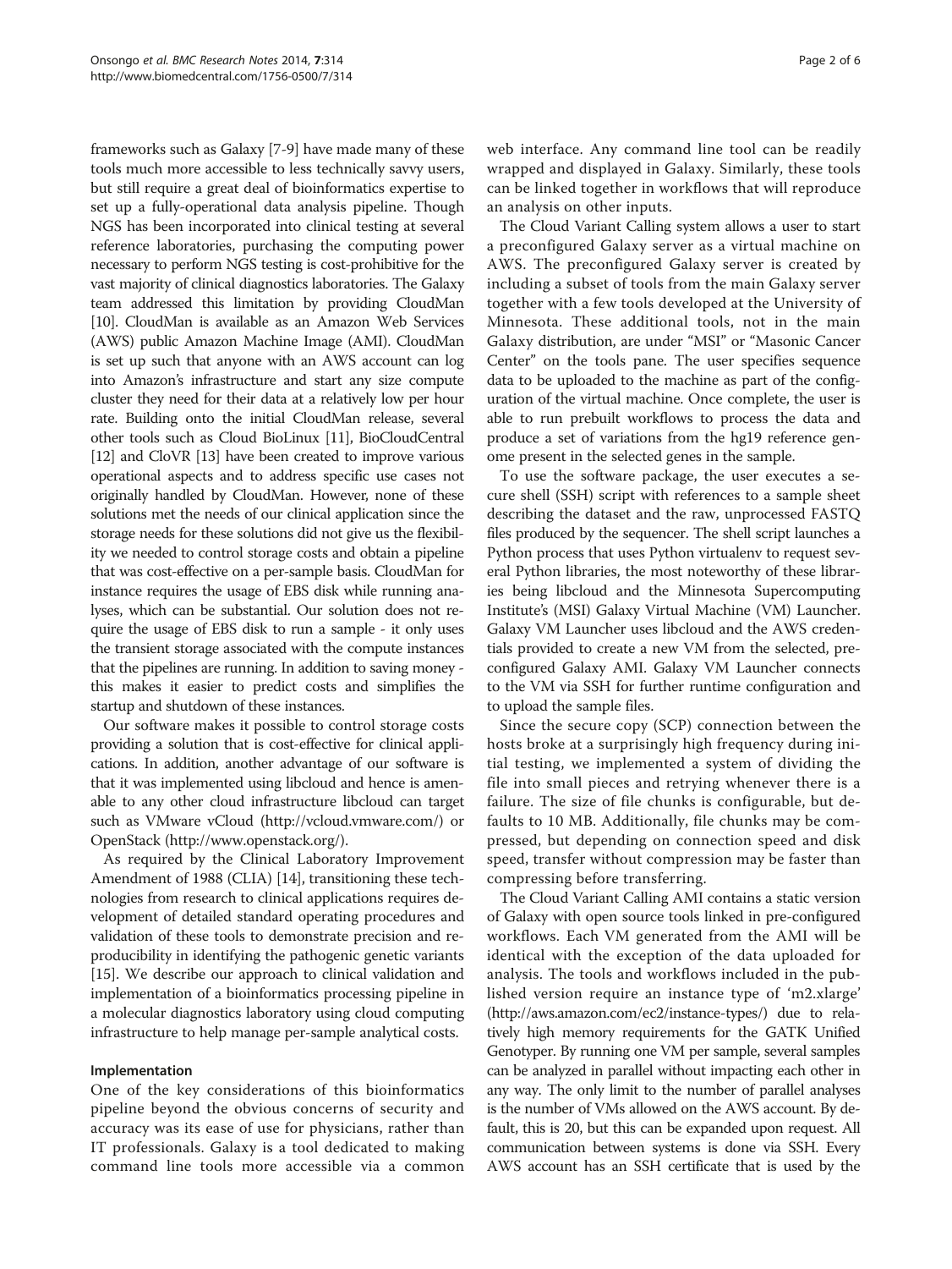frameworks such as Galaxy [7-9] have made many of these tools much more accessible to less technically savvy users, but still require a great deal of bioinformatics expertise to set up a fully-operational data analysis pipeline. Though NGS has been incorporated into clinical testing at several reference laboratories, purchasing the computing power necessary to perform NGS testing is cost-prohibitive for the vast majority of clinical diagnostics laboratories. The Galaxy team addressed this limitation by providing CloudMan [10]. CloudMan is available as an Amazon Web Services (AWS) public Amazon Machine Image (AMI). CloudMan is set up such that anyone with an AWS account can log into Amazon's infrastructure and start any size compute cluster they need for their data at a relatively low per hour rate. Building onto the initial CloudMan release, several other tools such as Cloud BioLinux [11], BioCloudCentral [12] and CloVR [13] have been created to improve various operational aspects and to address specific use cases not originally handled by CloudMan. However, none of these solutions met the needs of our clinical application since the storage needs for these solutions did not give us the flexibility we needed to control storage costs and obtain a pipeline that was cost-effective on a per-sample basis. CloudMan for instance requires the usage of EBS disk while running analyses, which can be substantial. Our solution does not require the usage of EBS disk to run a sample - it only uses the transient storage associated with the compute instances that the pipelines are running. In addition to saving money - this makes it easier to predict costs and simplifies the startup and shutdown of these instances.

Our software makes it possible to control storage costs providing a solution that is cost-effective for clinical applications. In addition, another advantage of our software is that it was implemented using libcloud and hence is amenable to any other cloud infrastructure libcloud can target such as VMware vCloud (http://vcloud.vmware.com/) or OpenStack (http://www.openstack.org/).

As required by the Clinical Laboratory Improvement Amendment of 1988 (CLIA) [14], transitioning these technologies from research to clinical applications requires development of detailed standard operating procedures and validation of these tools to demonstrate precision and reproducibility in identifying the pathogenic genetic variants [15]. We describe our approach to clinical validation and implementation of a bioinformatics processing pipeline in a molecular diagnostics laboratory using cloud computing infrastructure to help manage per-sample analytical costs.

## Implementation

One of the key considerations of this bioinformatics pipeline beyond the obvious concerns of security and accuracy was its ease of use for physicians, rather than IT professionals. Galaxy is a tool dedicated to making command line tools more accessible via a common web interface. Any command line tool can be readily wrapped and displayed in Galaxy. Similarly, these tools can be linked together in workflows that will reproduce an analysis on other inputs.

The Cloud Variant Calling system allows a user to start a preconfigured Galaxy server as a virtual machine on AWS. The preconfigured Galaxy server is created by including a subset of tools from the main Galaxy server together with a few tools developed at the University of Minnesota. These additional tools, not in the main Galaxy distribution, are under "MSI" or "Masonic Cancer Center" on the tools pane. The user specifies sequence data to be uploaded to the machine as part of the configuration of the virtual machine. Once complete, the user is able to run prebuilt workflows to process the data and produce a set of variations from the hg19 reference genome present in the selected genes in the sample.

To use the software package, the user executes a secure shell (SSH) script with references to a sample sheet describing the dataset and the raw, unprocessed FASTQ files produced by the sequencer. The shell script launches a Python process that uses Python virtualenv to request several Python libraries, the most noteworthy of these libraries being libcloud and the Minnesota Supercomputing Institute's (MSI) Galaxy Virtual Machine (VM) Launcher. Galaxy VM Launcher uses libcloud and the AWS credentials provided to create a new VM from the selected, preconfigured Galaxy AMI. Galaxy VM Launcher connects to the VM via SSH for further runtime configuration and to upload the sample files.

Since the secure copy (SCP) connection between the hosts broke at a surprisingly high frequency during initial testing, we implemented a system of dividing the file into small pieces and retrying whenever there is a failure. The size of file chunks is configurable, but defaults to 10 MB. Additionally, file chunks may be compressed, but depending on connection speed and disk speed, transfer without compression may be faster than compressing before transferring.

The Cloud Variant Calling AMI contains a static version of Galaxy with open source tools linked in pre-configured workflows. Each VM generated from the AMI will be identical with the exception of the data uploaded for analysis. The tools and workflows included in the published version require an instance type of 'm2.xlarge' (http://aws.amazon.com/ec2/instance-types/) due to relatively high memory requirements for the GATK Unified Genotyper. By running one VM per sample, several samples can be analyzed in parallel without impacting each other in any way. The only limit to the number of parallel analyses is the number of VMs allowed on the AWS account. By default, this is 20, but this can be expanded upon request. All communication between systems is done via SSH. Every AWS account has an SSH certificate that is used by the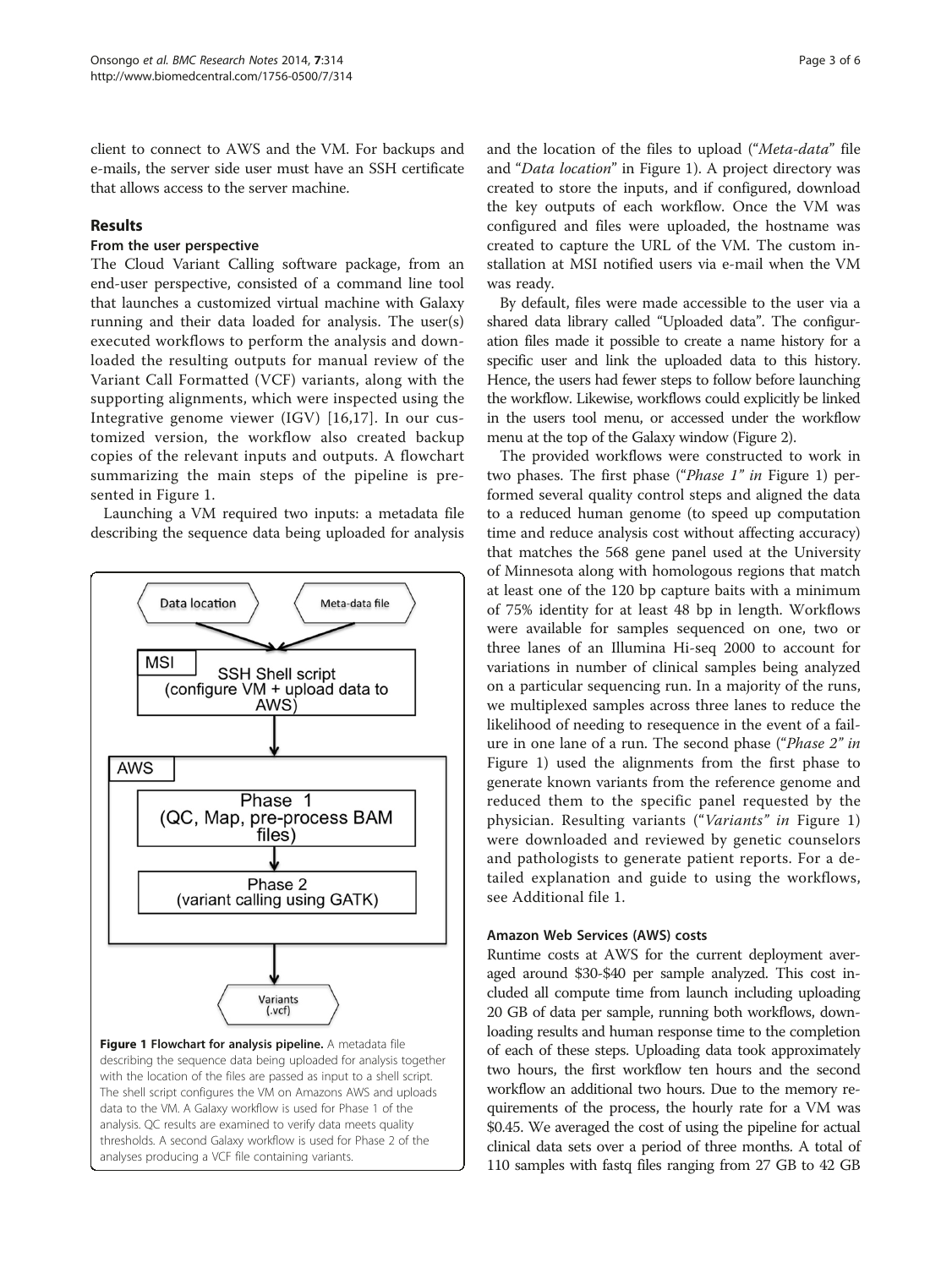client to connect to AWS and the VM. For backups and e-mails, the server side user must have an SSH certificate that allows access to the server machine.

## Results

### From the user perspective

The Cloud Variant Calling software package, from an end-user perspective, consisted of a command line tool that launches a customized virtual machine with Galaxy running and their data loaded for analysis. The user(s) executed workflows to perform the analysis and downloaded the resulting outputs for manual review of the Variant Call Formatted (VCF) variants, along with the supporting alignments, which were inspected using the Integrative genome viewer (IGV) [16,17]. In our customized version, the workflow also created backup copies of the relevant inputs and outputs. A flowchart summarizing the main steps of the pipeline is presented in Figure 1.

Launching a VM required two inputs: a metadata file describing the sequence data being uploaded for analysis and the location of the files to upload ("*Meta-data*" file and "*Data location*" in Figure 1). A project directory was created to store the inputs, and if configured, download the key outputs of each workflow. Once the VM was configured and files were uploaded, the hostname was created to capture the URL of the VM. The custom installation at MSI notified users via e-mail when the VM was ready.

**Figure 1 Flowchart for analysis pipeline.** A metadata file describing the sequence data being uploaded for analysis together with the location of the files are passed as input to a shell script. The shell script configures the VM on Amazons AWS and uploads data to the VM. A Galaxy workflow is used for Phase 1 of the analysis. QC results are examined to verify data meets quality thresholds. A second Galaxy workflow is used for Phase 2 of the analyses producing a VCF file containing variants.

By default, files were made accessible to the user via a shared data library called "Uploaded data". The configuration files made it possible to create a name history for a specific user and link the uploaded data to this history. Hence, the users had fewer steps to follow before launching the workflow. Likewise, workflows could explicitly be linked in the users tool menu, or accessed under the workflow menu at the top of the Galaxy window (Figure 2).

The provided workflows were constructed to work in two phases. The first phase ("*Phase 1" in* Figure 1) performed several quality control steps and aligned the data to a reduced human genome (to speed up computation time and reduce analysis cost without affecting accuracy) that matches the 568 gene panel used at the University of Minnesota along with homologous regions that match at least one of the 120 bp capture baits with a minimum of 75% identity for at least 48 bp in length. Workflows were available for samples sequenced on one, two or three lanes of an Illumina Hi-seq 2000 to account for variations in number of clinical samples being analyzed on a particular sequencing run. In a majority of the runs, we multiplexed samples across three lanes to reduce the likelihood of needing to resequence in the event of a failure in one lane of a run. The second phase ("*Phase 2" in* Figure 1) used the alignments from the first phase to generate known variants from the reference genome and reduced them to the specific panel requested by the physician. Resulting variants ("*Variants" in* Figure 1) were downloaded and reviewed by genetic counselors and pathologists to generate patient reports. For a detailed explanation and guide to using the workflows, see Additional file 1.

### Amazon Web Services (AWS) costs

Runtime costs at AWS for the current deployment averaged around \$30-\$40 per sample analyzed. This cost included all compute time from launch including uploading 20 GB of data per sample, running both workflows, downloading results and human response time to the completion of each of these steps. Uploading data took approximately two hours, the first workflow ten hours and the second workflow an additional two hours. Due to the memory requirements of the process, the hourly rate for a VM was \$0.45. We averaged the cost of using the pipeline for actual clinical data sets over a period of three months. A total of 110 samples with fastq files ranging from 27 GB to 42 GB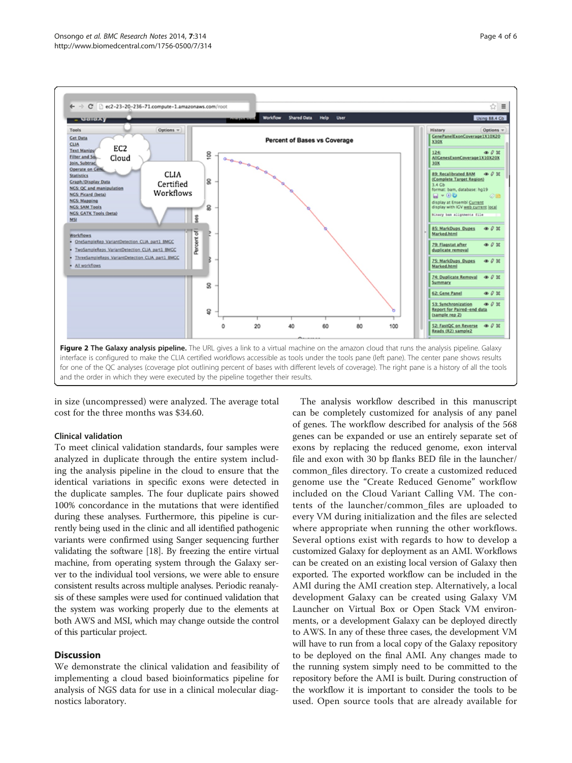**Figure 2 The Galaxy analysis pipeline.** The URL gives a link to a virtual machine on the amazon cloud that runs the analysis pipeline. Galaxy interface is configured to make the CLIA certified workflows accessible as tools under the tools pane (left pane). The center pane shows results for one of the QC analyses (coverage plot outlining percent of bases with different levels of coverage). The right pane is a history of all the tools and the order in which they were executed by the pipeline together their results.

in size (uncompressed) were analyzed. The average total cost for the three months was $34.60.

### Clinical validation

To meet clinical validation standards, four samples were analyzed in duplicate through the entire system including the analysis pipeline in the cloud to ensure that the identical variations in specific exons were detected in the duplicate samples. The four duplicate pairs showed 100% concordance in the mutations that were identified during these analyses. Furthermore, this pipeline is currently being used in the clinic and all identified pathogenic variants were confirmed using Sanger sequencing further validating the software [18]. By freezing the entire virtual machine, from operating system through the Galaxy server to the individual tool versions, we were able to ensure consistent results across multiple analyses. Periodic reanalysis of these samples were used for continued validation that the system was working properly due to the elements at both AWS and MSI, which may change outside the control of this particular project.

## Discussion

We demonstrate the clinical validation and feasibility of implementing a cloud based bioinformatics pipeline for analysis of NGS data for use in a clinical molecular diagnostics laboratory.

The analysis workflow described in this manuscript can be completely customized for analysis of any panel of genes. The workflow described for analysis of the 568 genes can be expanded or use an entirely separate set of exons by replacing the reduced genome, exon interval file and exon with 30 bp flanks BED file in the launcher/common_files directory. To create a customized reduced genome use the "Create Reduced Genome" workflow included on the Cloud Variant Calling VM. The contents of the launcher/common_files are uploaded to every VM during initialization and the files are selected where appropriate when running the other workflows. Several options exist with regards to how to develop a customized Galaxy for deployment as an AMI. Workflows can be created on an existing local version of Galaxy then exported. The exported workflow can be included in the AMI during the AMI creation step. Alternatively, a local development Galaxy can be created using Galaxy VM Launcher on Virtual Box or Open Stack VM environments, or a development Galaxy can be deployed directly to AWS. In any of these three cases, the development VM will have to run from a local copy of the Galaxy repository to be deployed on the final AMI. Any changes made to the running system simply need to be committed to the repository before the AMI is built. During construction of the workflow it is important to consider the tools to be used. Open source tools that are already available for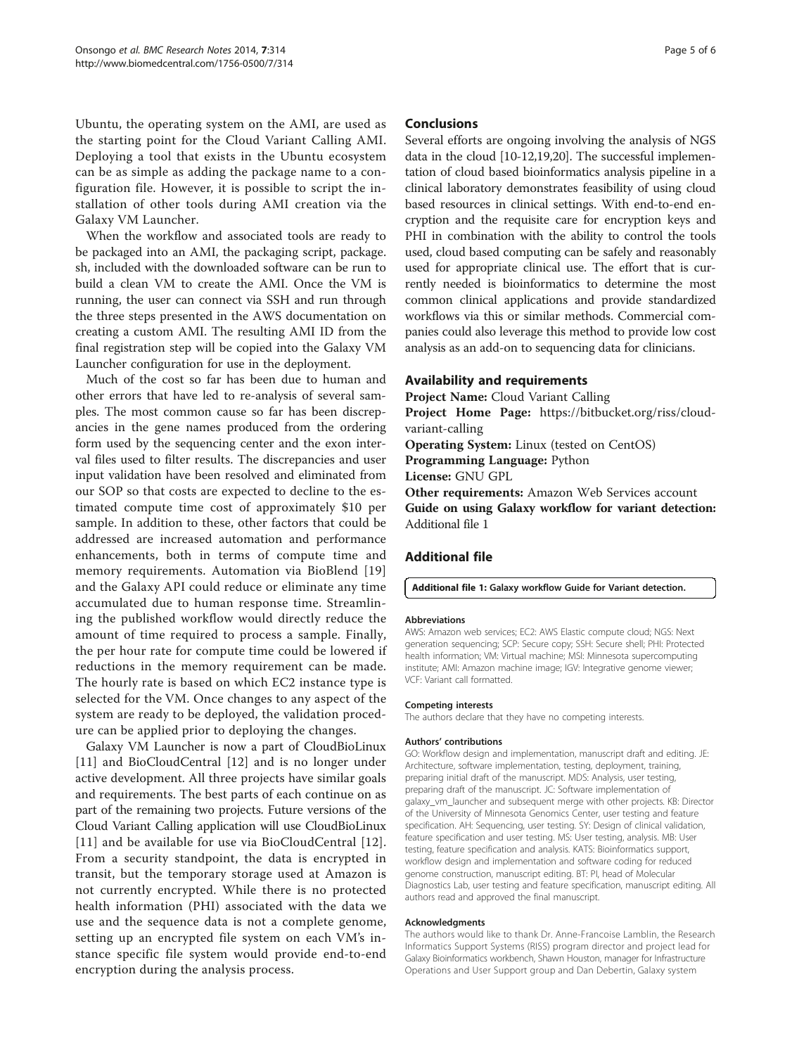Ubuntu, the operating system on the AMI, are used as the starting point for the Cloud Variant Calling AMI. Deploying a tool that exists in the Ubuntu ecosystem can be as simple as adding the package name to a configuration file. However, it is possible to script the installation of other tools during AMI creation via the Galaxy VM Launcher.

When the workflow and associated tools are ready to be packaged into an AMI, the packaging script, package.sh, included with the downloaded software can be run to build a clean VM to create the AMI. Once the VM is running, the user can connect via SSH and run through the three steps presented in the AWS documentation on creating a custom AMI. The resulting AMI ID from the final registration step will be copied into the Galaxy VM Launcher configuration for use in the deployment.

Much of the cost so far has been due to human and other errors that have led to re-analysis of several samples. The most common cause so far has been discrepancies in the gene names produced from the ordering form used by the sequencing center and the exon interval files used to filter results. The discrepancies and user input validation have been resolved and eliminated from our SOP so that costs are expected to decline to the estimated compute time cost of approximately $10 per sample. In addition to these, other factors that could be addressed are increased automation and performance enhancements, both in terms of compute time and memory requirements. Automation via BioBlend [19] and the Galaxy API could reduce or eliminate any time accumulated due to human response time. Streamlining the published workflow would directly reduce the amount of time required to process a sample. Finally, the per hour rate for compute time could be lowered if reductions in the memory requirement can be made. The hourly rate is based on which EC2 instance type is selected for the VM. Once changes to any aspect of the system are ready to be deployed, the validation procedure can be applied prior to deploying the changes.

Galaxy VM Launcher is now a part of CloudBioLinux [11] and BioCloudCentral [12] and is no longer under active development. All three projects have similar goals and requirements. The best parts of each continue on as part of the remaining two projects. Future versions of the Cloud Variant Calling application will use CloudBioLinux [11] and be available for use via BioCloudCentral [12]. From a security standpoint, the data is encrypted in transit, but the temporary storage used at Amazon is not currently encrypted. While there is no protected health information (PHI) associated with the data we use and the sequence data is not a complete genome, setting up an encrypted file system on each VM's instance specific file system would provide end-to-end encryption during the analysis process.

## Conclusions

Several efforts are ongoing involving the analysis of NGS data in the cloud [10-12,19,20]. The successful implementation of cloud based bioinformatics analysis pipeline in a clinical laboratory demonstrates feasibility of using cloud based resources in clinical settings. With end-to-end encryption and the requisite care for encryption keys and PHI in combination with the ability to control the tools used, cloud based computing can be safely and reasonably used for appropriate clinical use. The effort that is currently needed is bioinformatics to determine the most common clinical applications and provide standardized workflows via this or similar methods. Commercial companies could also leverage this method to provide low cost analysis as an add-on to sequencing data for clinicians.

## Availability and requirements

**Project Name:** Cloud Variant Calling
**Project Home Page:** https://bitbucket.org/riss/cloud-variant-calling
**Operating System:** Linux (tested on CentOS)
**Programming Language:** Python
**License:** GNU GPL
**Other requirements:** Amazon Web Services account
**Guide on using Galaxy workflow for variant detection:** Additional file 1

## Additional file

**Additional file 1: Galaxy workflow Guide for Variant detection.**

#### Abbreviations

AWS: Amazon web services; EC2: AWS Elastic compute cloud; NGS: Next generation sequencing; SCP: Secure copy; SSH: Secure shell; PHI: Protected health information; VM: Virtual machine; MSI: Minnesota supercomputing institute; AMI: Amazon machine image; IGV: Integrative genome viewer; VCF: Variant call formatted.

#### Competing interests

The authors declare that they have no competing interests.

#### Authors' contributions

GO: Workflow design and implementation, manuscript draft and editing. JE: Architecture, software implementation, testing, deployment, training, preparing initial draft of the manuscript. MDS: Analysis, user testing, preparing draft of the manuscript. JC: Software implementation of galaxy_vm_launcher and subsequent merge with other projects. KB: Director of the University of Minnesota Genomics Center, user testing and feature specification. AH: Sequencing, user testing. SY: Design of clinical validation, feature specification and user testing. MS: User testing, analysis. MB: User testing, feature specification and analysis. KATS: Bioinformatics support, workflow design and implementation and software coding for reduced genome construction, manuscript editing. BT: PI, head of Molecular Diagnostics Lab, user testing and feature specification, manuscript editing. All authors read and approved the final manuscript.

#### Acknowledgments

The authors would like to thank Dr. Anne-Francoise Lamblin, the Research Informatics Support Systems (RISS) program director and project lead for Galaxy Bioinformatics workbench, Shawn Houston, manager for Infrastructure Operations and User Support group and Dan Debertin, Galaxy system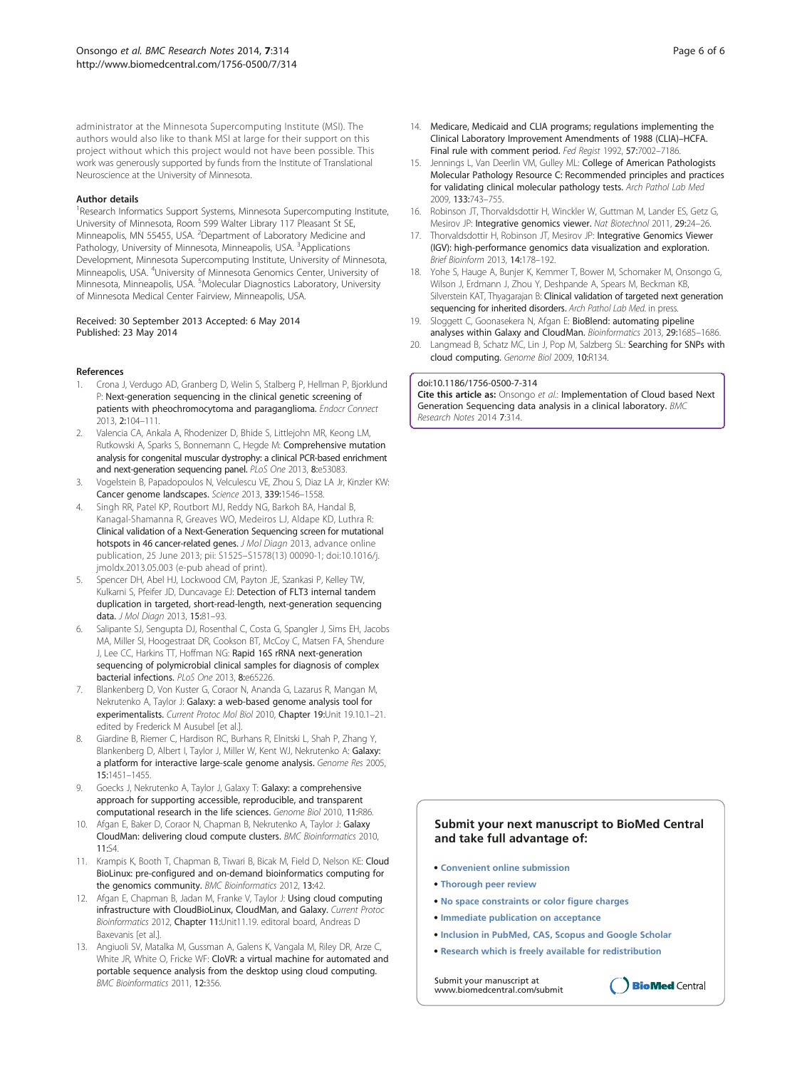administrator at the Minnesota Supercomputing Institute (MSI). The authors would also like to thank MSI at large for their support on this project without which this project would not have been possible. This work was generously supported by funds from the Institute of Translational Neuroscience at the University of Minnesota.

### Author details

[1]Research Informatics Support Systems, Minnesota Supercomputing Institute, University of Minnesota, Room 599 Walter Library 117 Pleasant St SE, Minneapolis, MN 55455, USA. [2]Department of Laboratory Medicine and Pathology, University of Minnesota, Minneapolis, USA. [3]Applications Development, Minnesota Supercomputing Institute, University of Minnesota, Minneapolis, USA. [4]University of Minnesota Genomics Center, University of Minnesota, Minneapolis, USA. [5]Molecular Diagnostics Laboratory, University of Minnesota Medical Center Fairview, Minneapolis, USA.

Received: 30 September 2013 Accepted: 6 May 2014
Published: 23 May 2014

### References

1. Crona J, Verdugo AD, Granberg D, Welin S, Stalberg P, Hellman P, Bjorklund P: **Next-generation sequencing in the clinical genetic screening of patients with pheochromocytoma and paraganglioma.** *Endocr Connect* 2013, **2**:104–111.
2. Valencia CA, Ankala A, Rhodenizer D, Bhide S, Littlejohn MR, Keong LM, Rutkowski A, Sparks S, Bonnemann C, Hegde M: **Comprehensive mutation analysis for congenital muscular dystrophy: a clinical PCR-based enrichment and next-generation sequencing panel.** *PLoS One* 2013, **8**:e53083.
3. Vogelstein B, Papadopoulos N, Velculescu VE, Zhou S, Diaz LA Jr, Kinzler KW: **Cancer genome landscapes.** *Science* 2013, **339**:1546–1558.
4. Singh RR, Patel KP, Routbort MJ, Reddy NG, Barkoh BA, Handal B, Kanagal-Shamanna R, Greaves WO, Medeiros LJ, Aldape KD, Luthra R: **Clinical validation of a Next-Generation Sequencing screen for mutational hotspots in 46 cancer-related genes.** *J Mol Diagn* 2013, advance online publication, 25 June 2013; pii: S1525–S1578(13) 00090-1; doi:10.1016/j.jmoldx.2013.05.003 (e-pub ahead of print).
5. Spencer DH, Abel HJ, Lockwood CM, Payton JE, Szankasi P, Kelley TW, Kulkarni S, Pfeifer JD, Duncavage EJ: **Detection of FLT3 internal tandem duplication in targeted, short-read-length, next-generation sequencing data.** *J Mol Diagn* 2013, **15**:81–93.
6. Salipante SJ, Sengupta DJ, Rosenthal C, Costa G, Spangler J, Sims EH, Jacobs MA, Miller SI, Hoogestraat DR, Cookson BT, McCoy C, Matsen FA, Shendure J, Lee CC, Harkins TT, Hoffman NG: **Rapid 16S rRNA next-generation sequencing of polymicrobial clinical samples for diagnosis of complex bacterial infections.** *PLoS One* 2013, **8**:e65226.
7. Blankenberg D, Von Kuster G, Coraor N, Ananda G, Lazarus R, Mangan M, Nekrutenko A, Taylor J: **Galaxy: a web-based genome analysis tool for experimentalists.** *Current Protoc Mol Biol* 2010, **Chapter 19**:Unit 19.10.1–21. edited by Frederick M Ausubel [et al.].
8. Giardine B, Riemer C, Hardison RC, Burhans R, Elnitski L, Shah P, Zhang Y, Blankenberg D, Albert I, Taylor J, Miller W, Kent WJ, Nekrutenko A: **Galaxy: a platform for interactive large-scale genome analysis.** *Genome Res* 2005, **15**:1451–1455.
9. Goecks J, Nekrutenko A, Taylor J, Galaxy T: **Galaxy: a comprehensive approach for supporting accessible, reproducible, and transparent computational research in the life sciences.** *Genome Biol* 2010, **11**:R86.
10. Afgan E, Baker D, Coraor N, Chapman B, Nekrutenko A, Taylor J: **Galaxy CloudMan: delivering cloud compute clusters.** *BMC Bioinformatics* 2010, **11**:S4.
11. Krampis K, Booth T, Chapman B, Tiwari B, Bicak M, Field D, Nelson KE: **Cloud BioLinux: pre-configured and on-demand bioinformatics computing for the genomics community.** *BMC Bioinformatics* 2012, **13**:42.
12. Afgan E, Chapman B, Jadan M, Franke V, Taylor J: **Using cloud computing infrastructure with CloudBioLinux, CloudMan, and Galaxy.** *Current Protoc Bioinformatics* 2012, **Chapter 11**:Unit11.19. editoral board, Andreas D Baxevanis [et al.].
13. Angiuoli SV, Matalka M, Gussman A, Galens K, Vangala M, Riley DR, Arze C, White JR, White O, Fricke WF: **CloVR: a virtual machine for automated and portable sequence analysis from the desktop using cloud computing.** *BMC Bioinformatics* 2011, **12**:356.
14. **Medicare, Medicaid and CLIA programs; regulations implementing the Clinical Laboratory Improvement Amendments of 1988 (CLIA)–HCFA. Final rule with comment period.** *Fed Regist* 1992, **57**:7002–7186.
15. Jennings L, Van Deerlin VM, Gulley ML: **College of American Pathologists Molecular Pathology Resource C: Recommended principles and practices for validating clinical molecular pathology tests.** *Arch Pathol Lab Med* 2009, **133**:743–755.
16. Robinson JT, Thorvaldsdottir H, Winckler W, Guttman M, Lander ES, Getz G, Mesirov JP: **Integrative genomics viewer.** *Nat Biotechnol* 2011, **29**:24–26.
17. Thorvaldsdottir H, Robinson JT, Mesirov JP: **Integrative Genomics Viewer (IGV): high-performance genomics data visualization and exploration.** *Brief Bioinform* 2013, **14**:178–192.
18. Yohe S, Hauge A, Bunjer K, Kemmer T, Bower M, Schomaker M, Onsongo G, Wilson J, Erdmann J, Zhou Y, Deshpande A, Spears M, Beckman KB, Silverstein KAT, Thyagarajan B: **Clinical validation of targeted next generation sequencing for inherited disorders.** *Arch Pathol Lab Med.* in press.
19. Sloggett C, Goonasekera N, Afgan E: **BioBlend: automating pipeline analyses within Galaxy and CloudMan.** *Bioinformatics* 2013, **29**:1685–1686.
20. Langmead B, Schatz MC, Lin J, Pop M, Salzberg SL: **Searching for SNPs with cloud computing.** *Genome Biol* 2009, **10**:R134.

doi:10.1186/1756-0500-7-314
**Cite this article as:** Onsongo *et al.*: Implementation of Cloud based Next Generation Sequencing data analysis in a clinical laboratory. *BMC Research Notes* 2014 **7**:314.

**Submit your next manuscript to BioMed Central and take full advantage of:**

- Convenient online submission
- Thorough peer review
- No space constraints or color figure charges
- Immediate publication on acceptance
- Inclusion in PubMed, CAS, Scopus and Google Scholar
- Research which is freely available for redistribution

Submit your manuscript at
www.biomedcentral.com/submit

BioMed Central